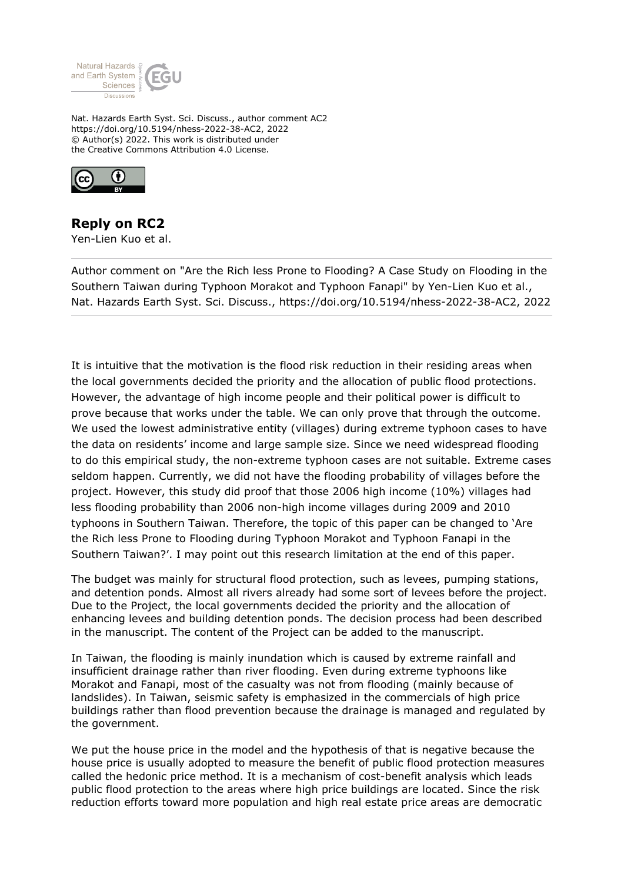Nat. Hazards Earth Syst. Sci. Discuss., author comment AC2
https://doi.org/10.5194/nhess-2022-38-AC2, 2022
© Author(s) 2022. This work is distributed under
the Creative Commons Attribution 4.0 License.

# Reply on RC2

Yen-Lien Kuo et al.

---

Author comment on "Are the Rich less Prone to Flooding? A Case Study on Flooding in the Southern Taiwan during Typhoon Morakot and Typhoon Fanapi" by Yen-Lien Kuo et al., Nat. Hazards Earth Syst. Sci. Discuss., https://doi.org/10.5194/nhess-2022-38-AC2, 2022

---

It is intuitive that the motivation is the flood risk reduction in their residing areas when the local governments decided the priority and the allocation of public flood protections. However, the advantage of high income people and their political power is difficult to prove because that works under the table. We can only prove that through the outcome. We used the lowest administrative entity (villages) during extreme typhoon cases to have the data on residents' income and large sample size. Since we need widespread flooding to do this empirical study, the non-extreme typhoon cases are not suitable. Extreme cases seldom happen. Currently, we did not have the flooding probability of villages before the project. However, this study did proof that those 2006 high income (10%) villages had less flooding probability than 2006 non-high income villages during 2009 and 2010 typhoons in Southern Taiwan. Therefore, the topic of this paper can be changed to 'Are the Rich less Prone to Flooding during Typhoon Morakot and Typhoon Fanapi in the Southern Taiwan?'. I may point out this research limitation at the end of this paper.

The budget was mainly for structural flood protection, such as levees, pumping stations, and detention ponds. Almost all rivers already had some sort of levees before the project. Due to the Project, the local governments decided the priority and the allocation of enhancing levees and building detention ponds. The decision process had been described in the manuscript. The content of the Project can be added to the manuscript.

In Taiwan, the flooding is mainly inundation which is caused by extreme rainfall and insufficient drainage rather than river flooding. Even during extreme typhoons like Morakot and Fanapi, most of the casualty was not from flooding (mainly because of landslides). In Taiwan, seismic safety is emphasized in the commercials of high price buildings rather than flood prevention because the drainage is managed and regulated by the government.

We put the house price in the model and the hypothesis of that is negative because the house price is usually adopted to measure the benefit of public flood protection measures called the hedonic price method. It is a mechanism of cost-benefit analysis which leads public flood protection to the areas where high price buildings are located. Since the risk reduction efforts toward more population and high real estate price areas are democratic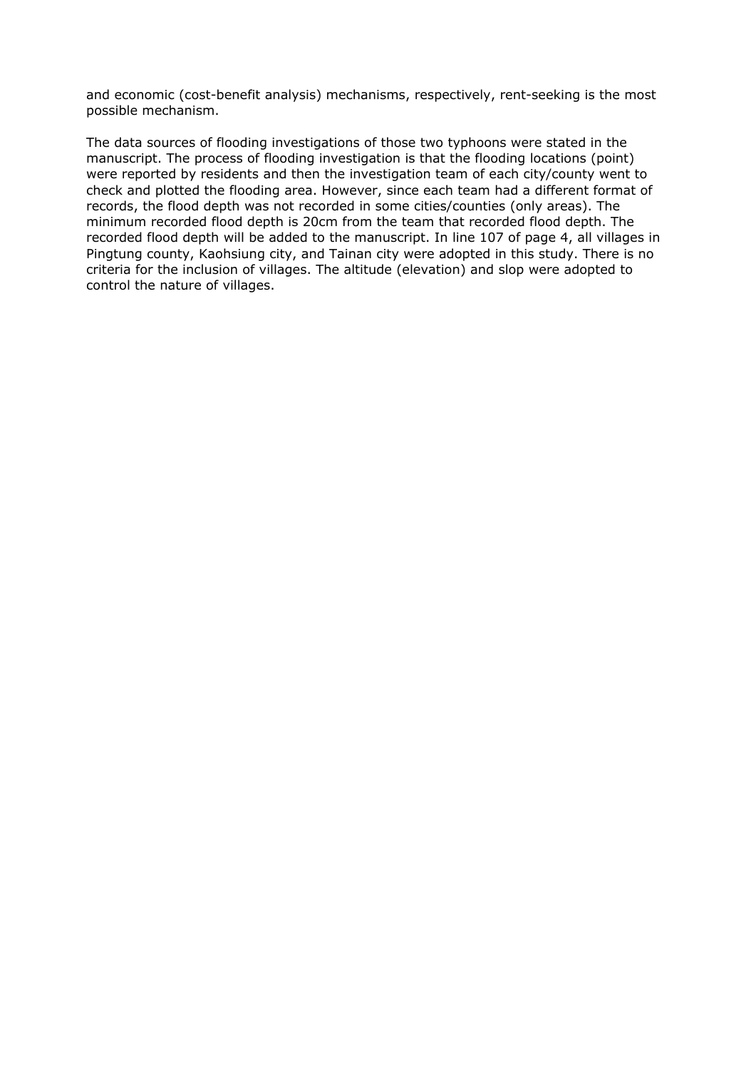and economic (cost-benefit analysis) mechanisms, respectively, rent-seeking is the most possible mechanism.

The data sources of flooding investigations of those two typhoons were stated in the manuscript. The process of flooding investigation is that the flooding locations (point) were reported by residents and then the investigation team of each city/county went to check and plotted the flooding area. However, since each team had a different format of records, the flood depth was not recorded in some cities/counties (only areas). The minimum recorded flood depth is 20cm from the team that recorded flood depth. The recorded flood depth will be added to the manuscript. In line 107 of page 4, all villages in Pingtung county, Kaohsiung city, and Tainan city were adopted in this study. There is no criteria for the inclusion of villages. The altitude (elevation) and slop were adopted to control the nature of villages.